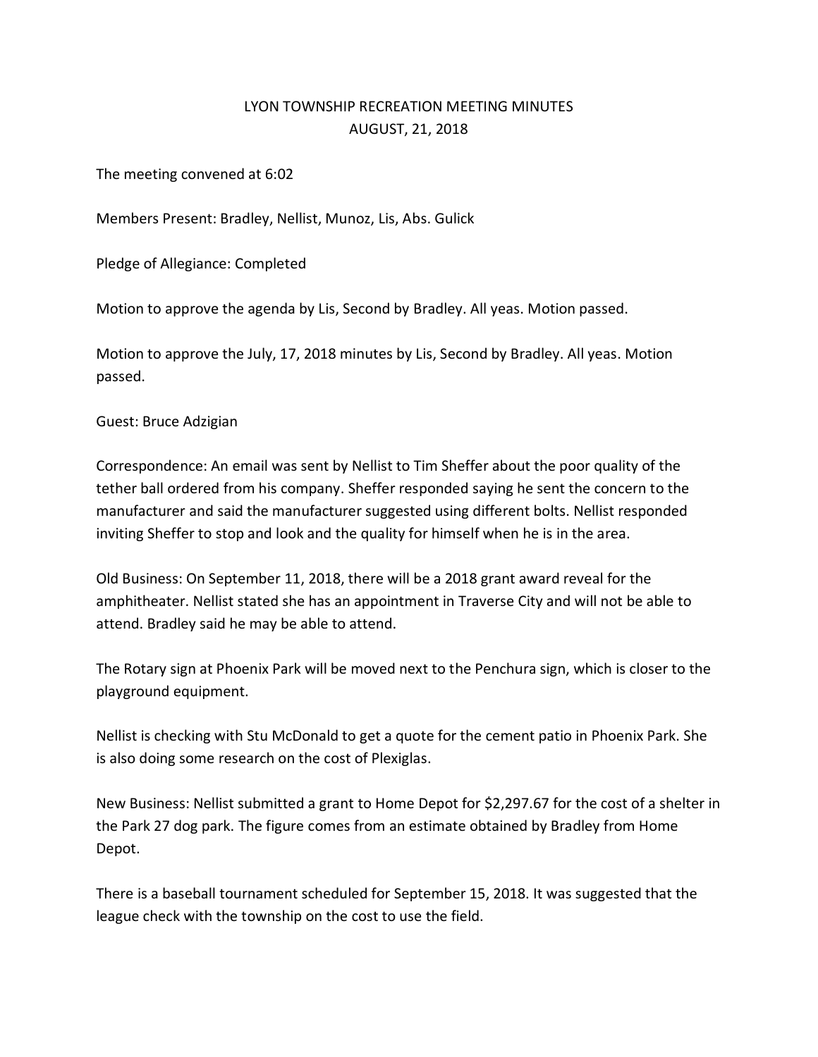# LYON TOWNSHIP RECREATION MEETING MINUTES
## AUGUST, 21, 2018

The meeting convened at 6:02

Members Present: Bradley, Nellist, Munoz, Lis, Abs. Gulick

Pledge of Allegiance: Completed

Motion to approve the agenda by Lis, Second by Bradley. All yeas. Motion passed.

Motion to approve the July, 17, 2018 minutes by Lis, Second by Bradley. All yeas. Motion passed.

Guest: Bruce Adzigian

Correspondence: An email was sent by Nellist to Tim Sheffer about the poor quality of the tether ball ordered from his company. Sheffer responded saying he sent the concern to the manufacturer and said the manufacturer suggested using different bolts. Nellist responded inviting Sheffer to stop and look and the quality for himself when he is in the area.

Old Business: On September 11, 2018, there will be a 2018 grant award reveal for the amphitheater. Nellist stated she has an appointment in Traverse City and will not be able to attend. Bradley said he may be able to attend.

The Rotary sign at Phoenix Park will be moved next to the Penchura sign, which is closer to the playground equipment.

Nellist is checking with Stu McDonald to get a quote for the cement patio in Phoenix Park. She is also doing some research on the cost of Plexiglas.

New Business: Nellist submitted a grant to Home Depot for $2,297.67 for the cost of a shelter in the Park 27 dog park. The figure comes from an estimate obtained by Bradley from Home Depot.

There is a baseball tournament scheduled for September 15, 2018. It was suggested that the league check with the township on the cost to use the field.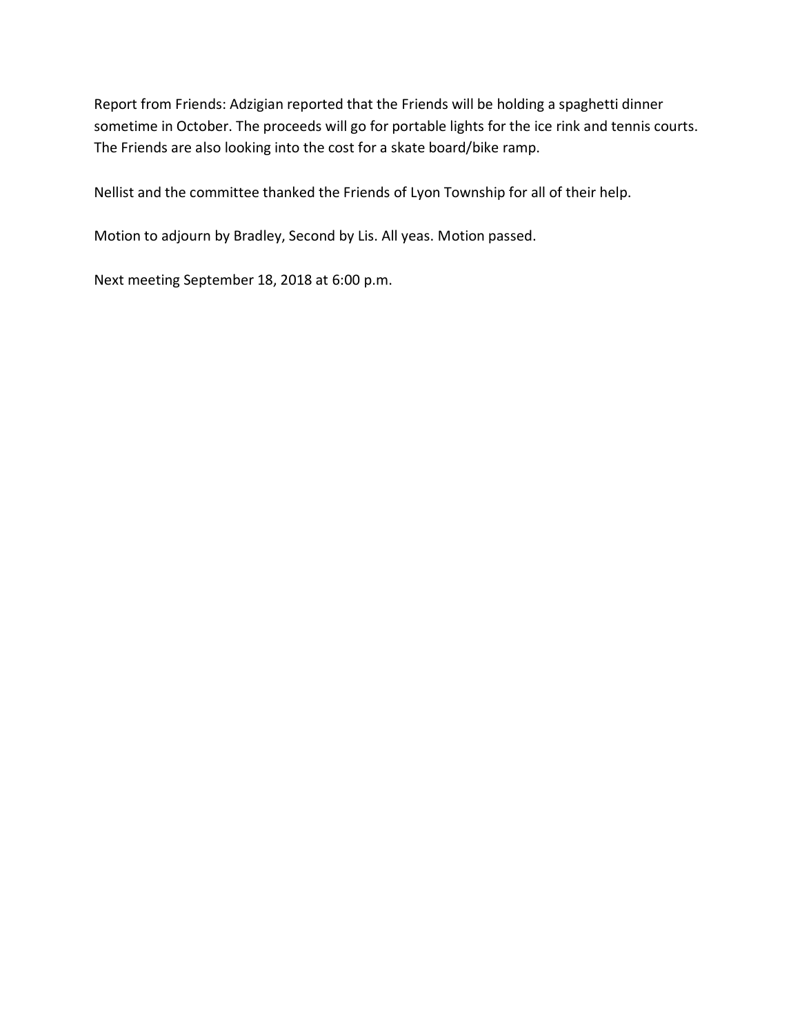Report from Friends: Adzigian reported that the Friends will be holding a spaghetti dinner sometime in October. The proceeds will go for portable lights for the ice rink and tennis courts. The Friends are also looking into the cost for a skate board/bike ramp.

Nellist and the committee thanked the Friends of Lyon Township for all of their help.

Motion to adjourn by Bradley, Second by Lis. All yeas. Motion passed.

Next meeting September 18, 2018 at 6:00 p.m.